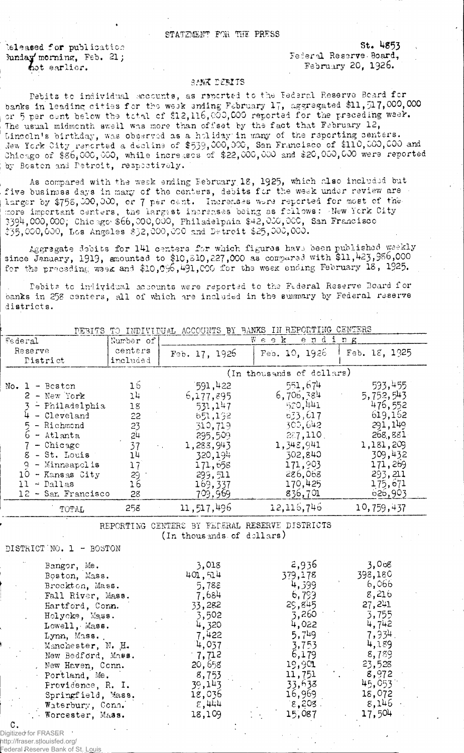STATEMENT FOR THE PRESS

Released for publication Sunday morning, Feb. 21; not earlier.

St. 4853
Federal Reserve Board,
February 20, 1926.

BANK DEBITS

Debits to individual accounts, as reported to the Federal Reserve Board for banks in leading cities for the week ending February 17, aggregated $11,517,000,000 or 5 per cent below the total of $12,116,000,000 reported for the preceding week. The usual midmonth swell was more than offset by the fact that February 12, Lincoln's birthday, was observed as a holiday in many of the reporting centers. New York City reported a decline of $539,000,000, San Francisco of $110,000,000 and Chicago of $86,000,000, while increases of $22,000,000 and $20,000,000 were reported by Boston and Detroit, respectively.

As compared with the week ending February 18, 1925, which also included but five business days in many of the centers, debits for the week under review are larger by $758,000,000, or 7 per cent. Increases were reported for most of the more important centers, the largest increases being as follows: New York City $394,000,000; Chicago $66,000,000, Philadelphia $42,000,000, San Francisco $35,000,000, Los Angeles $32,000,000 and Detroit $25,000,000.

Aggregate debits for 141 centers for which figures have been published weekly since January, 1919, amounted to $10,810,227,000 as compared with $11,423,986,000 for the preceding week and $10,096,491,000 for the week ending February 18, 1925.

Debits to individual accounts were reported to the Federal Reserve Board for banks in 258 centers, all of which are included in the summary by Federal reserve districts.

DEBITS TO INDIVIDUAL ACCOUNTS BY BANKS IN REPORTING CENTERS

| Federal Reserve District | Number of centers included | Week ending Feb. 17, 1926 | Feb. 10, 1926 | Feb. 18, 1925 |
|---|---|---|---|---|
| | | (In thousands of dollars) | | |
| No. 1 - Boston | 16 | 591,422 | 551,674 | 593,455 |
| 2 - New York | 14 | 6,177,895 | 6,706,384 | 5,752,543 |
| 3 - Philadelphia | 18 | 531,147 | 520,441 | 476,552 |
| 4 - Cleveland | 22 | 651,192 | 633,617 | 619,162 |
| 5 - Richmond | 23 | 310,719 | 300,642 | 291,149 |
| 6 - Atlanta | 24 | 295,509 | 287,110 | 268,881 |
| 7 - Chicago | 37 | 1,288,943 | 1,348,941 | 1,181,209 |
| 8 - St. Louis | 14 | 320,194 | 302,840 | 309,432 |
| 9 - Minneapolis | 17 | 171,658 | 171,903 | 171,269 |
| 10 - Kansas City | 29 | 299,511 | 286,068 | 293,211 |
| 11 - Dallas | 16 | 169,337 | 170,425 | 175,671 |
| 12 - San Francisco | 28 | 709,969 | 836,701 | 626,903 |
| TOTAL | 258 | 11,517,496 | 12,116,746 | 10,759,437 |

REPORTING CENTERS BY FEDERAL RESERVE DISTRICTS
(In thousands of dollars)

DISTRICT NO. 1 - BOSTON

| | Feb. 17, 1926 | Feb. 10, 1926 | Feb. 18, 1925 |
|---|---|---|---|
| Bangor, Me. | 3,018 | 2,936 | 3,068 |
| Boston, Mass. | 401,514 | 379,178 | 398,180 |
| Brockton, Mass. | 5,788 | 4,399 | 6,066 |
| Fall River, Mass. | 7,684 | 6,799 | 8,216 |
| Hartford, Conn. | 33,282 | 29,845 | 27,241 |
| Holyoke, Mass. | 3,502 | 3,260 | 3,755 |
| Lowell, Mass. | 4,320 | 4,022 | 4,742 |
| Lynn, Mass. | 7,422 | 5,749 | 7,934 |
| Manchester, N. H. | 4,037 | 3,753 | 4,189 |
| New Bedford, Mass. | 7,712 | 6,179 | 8,789 |
| New Haven, Conn. | 20,658 | 19,901 | 23,528 |
| Portland, Me. | 8,753 | 11,751 | 8,972 |
| Providence, R. I. | 39,143 | 33,638 | 45,053 |
| Springfield, Mass. | 18,036 | 16,969 | 18,072 |
| Waterbury, Conn. | 8,444 | 8,208 | 8,146 |
| Worcester, Mass. | 18,109 | 15,087 | 17,504 |

C.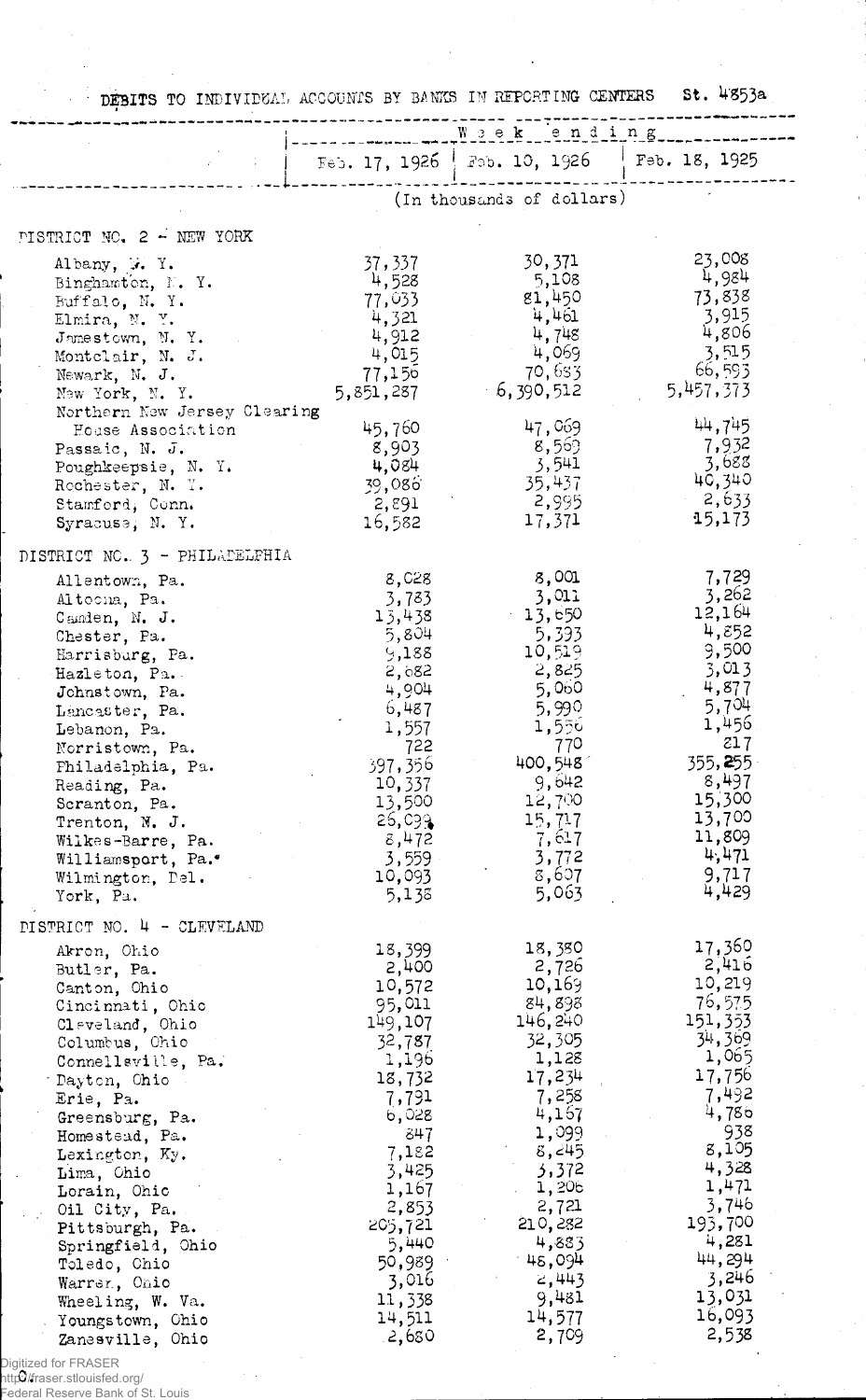DEBITS TO INDIVIDUAL ACCOUNTS BY BANKS IN REPORTING CENTERS St. 4853a

| | Week ending | | |
|---|---|---|---|
| | Feb. 17, 1926 | Feb. 10, 1926 | Feb. 18, 1925 |
| | (In thousands of dollars) | | |
| **DISTRICT NO. 2 - NEW YORK** | | | |
| Albany, N. Y. | 37,337 | 30,371 | 23,008 |
| Binghamton, N. Y. | 4,528 | 5,108 | 4,984 |
| Buffalo, N. Y. | 77,033 | 81,450 | 73,838 |
| Elmira, N. Y. | 4,321 | 4,461 | 3,915 |
| Jamestown, N. Y. | 4,912 | 4,748 | 4,806 |
| Montclair, N. J. | 4,015 | 4,069 | 3,515 |
| Newark, N. J. | 77,156 | 70,633 | 66,593 |
| New York, N. Y. | 5,851,287 | 6,390,512 | 5,457,373 |
| Northern New Jersey Clearing House Association | 45,760 | 47,069 | 44,745 |
| Passaic, N. J. | 8,903 | 8,569 | 7,932 |
| Poughkeepsie, N. Y. | 4,084 | 3,541 | 3,688 |
| Rochester, N. Y. | 39,086 | 35,437 | 40,340 |
| Stamford, Conn. | 2,891 | 2,995 | 2,633 |
| Syracuse, N. Y. | 16,582 | 17,371 | 15,173 |
| **DISTRICT NO. 3 - PHILADELPHIA** | | | |
| Allentown, Pa. | 8,028 | 8,001 | 7,729 |
| Altoona, Pa. | 3,783 | 3,011 | 3,262 |
| Camden, N. J. | 13,438 | 13,650 | 12,164 |
| Chester, Pa. | 5,804 | 5,393 | 4,852 |
| Harrisburg, Pa. | 9,188 | 10,519 | 9,500 |
| Hazleton, Pa. | 2,682 | 2,825 | 3,013 |
| Johnstown, Pa. | 4,904 | 5,060 | 4,877 |
| Lancaster, Pa. | 6,487 | 5,990 | 5,704 |
| Lebanon, Pa. | 1,557 | 1,556 | 1,456 |
| Norristown, Pa. | 722 | 770 | 817 |
| Philadelphia, Pa. | 397,356 | 400,548 | 355,255 |
| Reading, Pa. | 10,337 | 9,642 | 8,497 |
| Scranton, Pa. | 13,500 | 12,700 | 15,300 |
| Trenton, N. J. | 26,099 | 15,717 | 13,700 |
| Wilkes-Barre, Pa. | 8,472 | 7,617 | 11,809 |
| Williamsport, Pa.* | 3,559 | 3,772 | 4,471 |
| Wilmington, Del. | 10,093 | 8,607 | 9,717 |
| York, Pa. | 5,138 | 5,063 | 4,429 |
| **DISTRICT NO. 4 - CLEVELAND** | | | |
| Akron, Ohio | 18,399 | 18,380 | 17,360 |
| Butler, Pa. | 2,400 | 2,726 | 2,416 |
| Canton, Ohio | 10,572 | 10,169 | 10,219 |
| Cincinnati, Ohio | 95,011 | 84,898 | 76,575 |
| Cleveland, Ohio | 149,107 | 146,240 | 151,353 |
| Columbus, Ohio | 32,787 | 32,305 | 34,369 |
| Connellsville, Pa. | 1,196 | 1,128 | 1,065 |
| Dayton, Ohio | 18,732 | 17,234 | 17,756 |
| Erie, Pa. | 7,791 | 7,258 | 7,492 |
| Greensburg, Pa. | 6,028 | 4,167 | 4,786 |
| Homestead, Pa. | 847 | 1,099 | 938 |
| Lexington, Ky. | 7,182 | 8,245 | 8,105 |
| Lima, Ohio | 3,425 | 3,372 | 4,328 |
| Lorain, Ohio | 1,167 | 1,206 | 1,471 |
| Oil City, Pa. | 2,853 | 2,721 | 3,746 |
| Pittsburgh, Pa. | 205,721 | 210,282 | 193,700 |
| Springfield, Ohio | 5,440 | 4,883 | 4,281 |
| Toledo, Ohio | 50,989 | 48,094 | 44,294 |
| Warren, Ohio | 3,016 | 2,443 | 3,246 |
| Wheeling, W. Va. | 11,338 | 9,481 | 13,031 |
| Youngstown, Ohio | 14,511 | 14,577 | 16,093 |
| Zanesville, Ohio | 2,680 | 2,709 | 2,538 |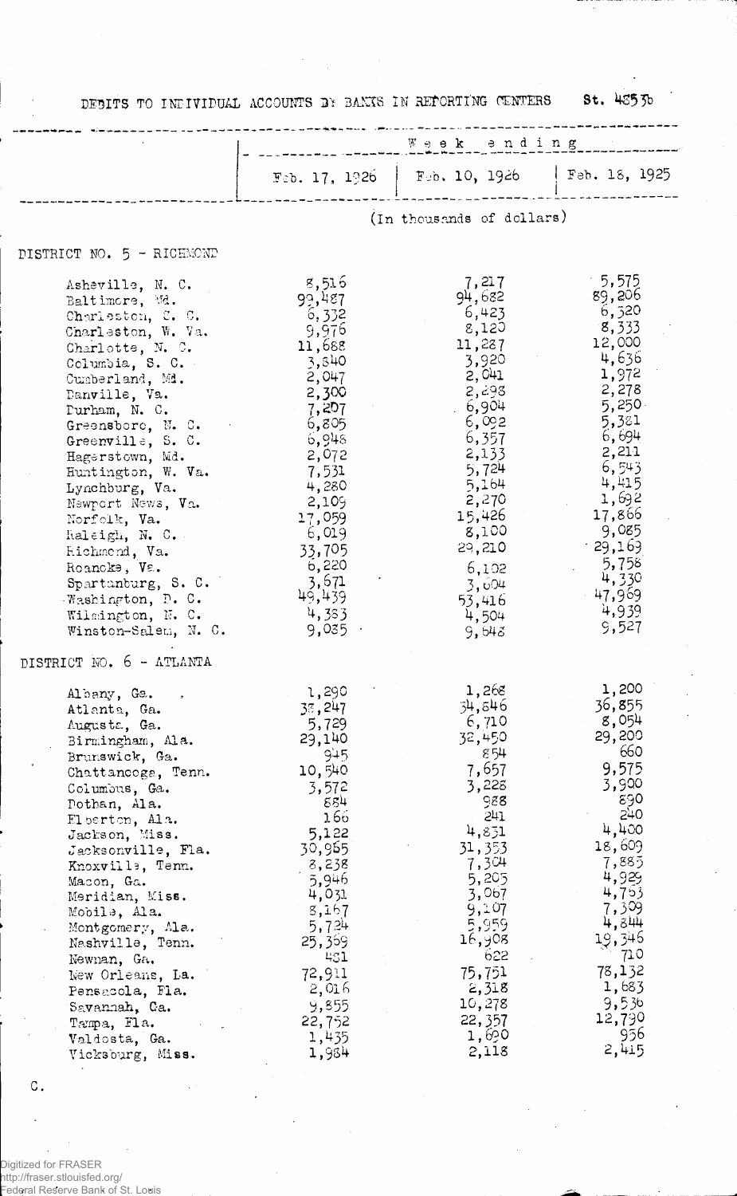DEBITS TO INDIVIDUAL ACCOUNTS BY BANKS IN REPORTING CENTERS St. 4353b

| | Week ending | | |
|---|---|---|---|
| | Feb. 17, 1926 | Feb. 10, 1926 | Feb. 18, 1925 |
| | (In thousands of dollars) | | |
| **DISTRICT NO. 5 - RICHMOND** | | | |
| Asheville, N. C. | 8,516 | 7,217 | 5,575 |
| Baltimore, Md. | 99,487 | 94,682 | 89,206 |
| Charleston, S. C. | 6,332 | 6,423 | 6,320 |
| Charleston, W. Va. | 9,976 | 8,120 | 8,333 |
| Charlotte, N. C. | 11,688 | 11,287 | 12,000 |
| Columbia, S. C. | 3,840 | 3,920 | 4,636 |
| Cumberland, Md. | 2,047 | 2,041 | 1,972 |
| Danville, Va. | 2,300 | 2,298 | 2,278 |
| Durham, N. C. | 7,207 | 6,904 | 5,250 |
| Greensboro, N. C. | 6,805 | 6,092 | 5,381 |
| Greenville, S. C. | 6,948 | 6,357 | 6,694 |
| Hagerstown, Md. | 2,072 | 2,133 | 2,211 |
| Huntington, W. Va. | 7,531 | 5,724 | 6,543 |
| Lynchburg, Va. | 4,280 | 5,164 | 4,415 |
| Newport News, Va. | 2,109 | 2,270 | 1,692 |
| Norfolk, Va. | 17,059 | 15,426 | 17,866 |
| Raleigh, N. C. | 6,019 | 8,100 | 9,085 |
| Richmond, Va. | 33,705 | 29,210 | 29,169 |
| Roanoke, Va. | 6,220 | 6,102 | 5,758 |
| Spartanburg, S. C. | 3,671 | 3,604 | 4,330 |
| Washington, D. C. | 49,439 | 53,416 | 47,969 |
| Wilmington, N. C. | 4,383 | 4,504 | 4,939 |
| Winston-Salem, N. C. | 9,085 | 9,548 | 9,527 |
| **DISTRICT NO. 6 - ATLANTA** | | | |
| Albany, Ga. | 1,290 | 1,268 | 1,200 |
| Atlanta, Ga. | 38,247 | 34,846 | 36,855 |
| Augusta, Ga. | 5,729 | 6,710 | 8,054 |
| Birmingham, Ala. | 29,140 | 32,450 | 29,200 |
| Brunswick, Ga. | 945 | 854 | 660 |
| Chattanooga, Tenn. | 10,540 | 7,657 | 9,575 |
| Columbus, Ga. | 3,572 | 3,228 | 3,900 |
| Dothan, Ala. | 884 | 988 | 890 |
| Elberton, Ala. | 166 | 241 | 240 |
| Jackson, Miss. | 5,122 | 4,831 | 4,400 |
| Jacksonville, Fla. | 30,965 | 31,353 | 18,609 |
| Knoxville, Tenn. | 8,238 | 7,304 | 7,883 |
| Macon, Ga. | 5,946 | 5,205 | 4,929 |
| Meridian, Miss. | 4,031 | 3,067 | 4,753 |
| Mobile, Ala. | 8,167 | 9,107 | 7,309 |
| Montgomery, Ala. | 5,724 | 5,959 | 4,844 |
| Nashville, Tenn. | 25,369 | 16,908 | 19,346 |
| Newnan, Ga. | 451 | 622 | 710 |
| New Orleans, La. | 72,911 | 75,751 | 78,132 |
| Pensacola, Fla. | 2,016 | 2,318 | 1,683 |
| Savannah, Ga. | 9,855 | 10,278 | 9,536 |
| Tampa, Fla. | 22,752 | 22,357 | 12,790 |
| Valdosta, Ga. | 1,435 | 1,690 | 956 |
| Vicksburg, Miss. | 1,984 | 2,118 | 2,415 |

C.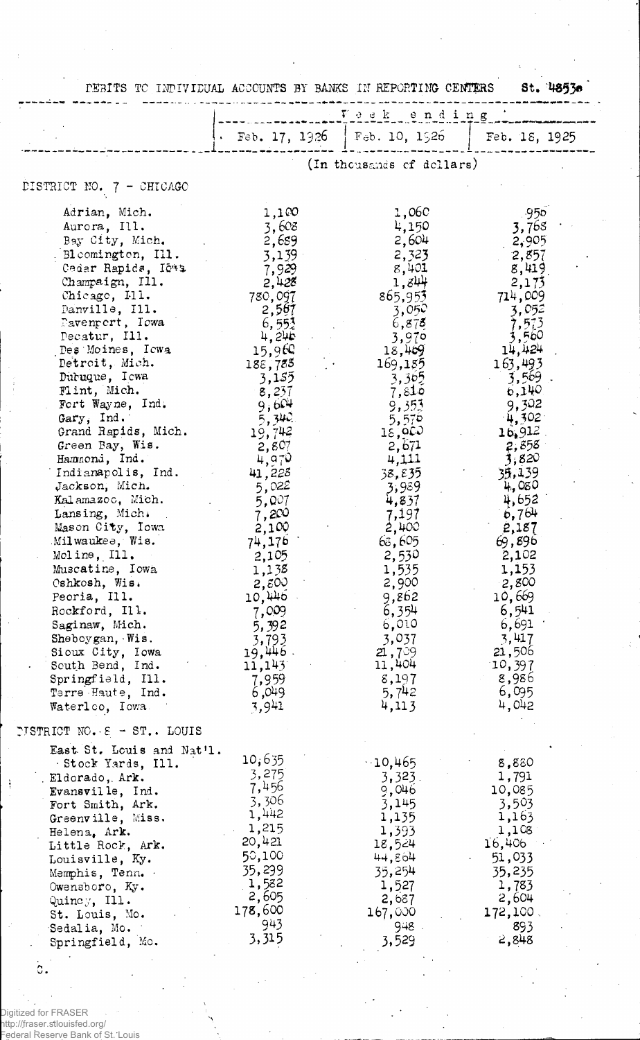DEBITS TO INDIVIDUAL ACCOUNTS BY BANKS IN REPORTING CENTERS St. 4853a

| | Week ending | | |
|---|---|---|---|
| | Feb. 17, 1926 | Feb. 10, 1926 | Feb. 18, 1925 |
| | (In thousands of dollars) | | |
| **DISTRICT NO. 7 - CHICAGO** | | | |
| Adrian, Mich. | 1,100 | 1,060 | 950 |
| Aurora, Ill. | 3,608 | 4,150 | 3,768 |
| Bay City, Mich. | 2,689 | 2,604 | 2,905 |
| Bloomington, Ill. | 3,139 | 2,323 | 2,857 |
| Cedar Rapids, Iowa | 7,929 | 8,401 | 8,419 |
| Champaign, Ill. | 2,428 | 1,844 | 2,173 |
| Chicago, Ill. | 780,097 | 865,953 | 714,009 |
| Danville, Ill. | 2,567 | 3,050 | 3,052 |
| Davenport, Iowa | 6,553 | 6,878 | 7,573 |
| Decatur, Ill. | 4,246 | 3,970 | 3,560 |
| Des Moines, Iowa | 15,960 | 18,469 | 14,424 |
| Detroit, Mich. | 188,788 | 169,185 | 163,493 |
| Dubuque, Iowa | 3,155 | 3,365 | 3,569 |
| Flint, Mich. | 8,237 | 7,810 | 6,140 |
| Fort Wayne, Ind. | 9,604 | 9,353 | 9,302 |
| Gary, Ind. | 5,340 | 5,570 | 4,302 |
| Grand Rapids, Mich. | 19,742 | 18,600 | 16,912 |
| Green Bay, Wis. | 2,807 | 2,671 | 2,858 |
| Hammond, Ind. | 4,970 | 4,111 | 3,820 |
| Indianapolis, Ind. | 41,228 | 38,835 | 35,139 |
| Jackson, Mich. | 5,022 | 3,989 | 4,080 |
| Kalamazoo, Mich. | 5,007 | 4,837 | 4,652 |
| Lansing, Mich. | 7,200 | 7,197 | 6,764 |
| Mason City, Iowa | 2,100 | 2,400 | 2,187 |
| Milwaukee, Wis. | 74,176 | 68,605 | 69,896 |
| Moline, Ill. | 2,105 | 2,530 | 2,102 |
| Muscatine, Iowa | 1,138 | 1,535 | 1,153 |
| Oshkosh, Wis. | 2,800 | 2,900 | 2,800 |
| Peoria, Ill. | 10,446 | 9,862 | 10,669 |
| Rockford, Ill. | 7,009 | 6,354 | 6,541 |
| Saginaw, Mich. | 5,392 | 6,010 | 6,691 |
| Sheboygan, Wis. | 3,793 | 3,037 | 3,417 |
| Sioux City, Iowa | 19,446 | 21,709 | 21,506 |
| South Bend, Ind. | 11,143 | 11,404 | 10,397 |
| Springfield, Ill. | 7,959 | 8,197 | 8,986 |
| Terre Haute, Ind. | 6,049 | 5,742 | 6,095 |
| Waterloo, Iowa | 3,941 | 4,113 | 4,042 |
| **DISTRICT NO. 8 - ST. LOUIS** | | | |
| East St. Louis and Nat'l. Stock Yards, Ill. | 10,635 | 10,465 | 8,880 |
| Eldorado, Ark. | 3,275 | 3,323 | 1,791 |
| Evansville, Ind. | 7,456 | 9,046 | 10,085 |
| Fort Smith, Ark. | 3,306 | 3,145 | 3,503 |
| Greenville, Miss. | 1,442 | 1,135 | 1,163 |
| Helena, Ark. | 1,215 | 1,393 | 1,108 |
| Little Rock, Ark. | 20,421 | 18,524 | 16,406 |
| Louisville, Ky. | 50,100 | 44,864 | 51,033 |
| Memphis, Tenn. | 35,299 | 35,254 | 35,235 |
| Owensboro, Ky. | 1,582 | 1,527 | 1,783 |
| Quincy, Ill. | 2,605 | 2,687 | 2,604 |
| St. Louis, Mo. | 178,600 | 167,000 | 172,100 |
| Sedalia, Mo. | 943 | 948 | 893 |
| Springfield, Mo. | 3,315 | 3,529 | 2,848 |

C.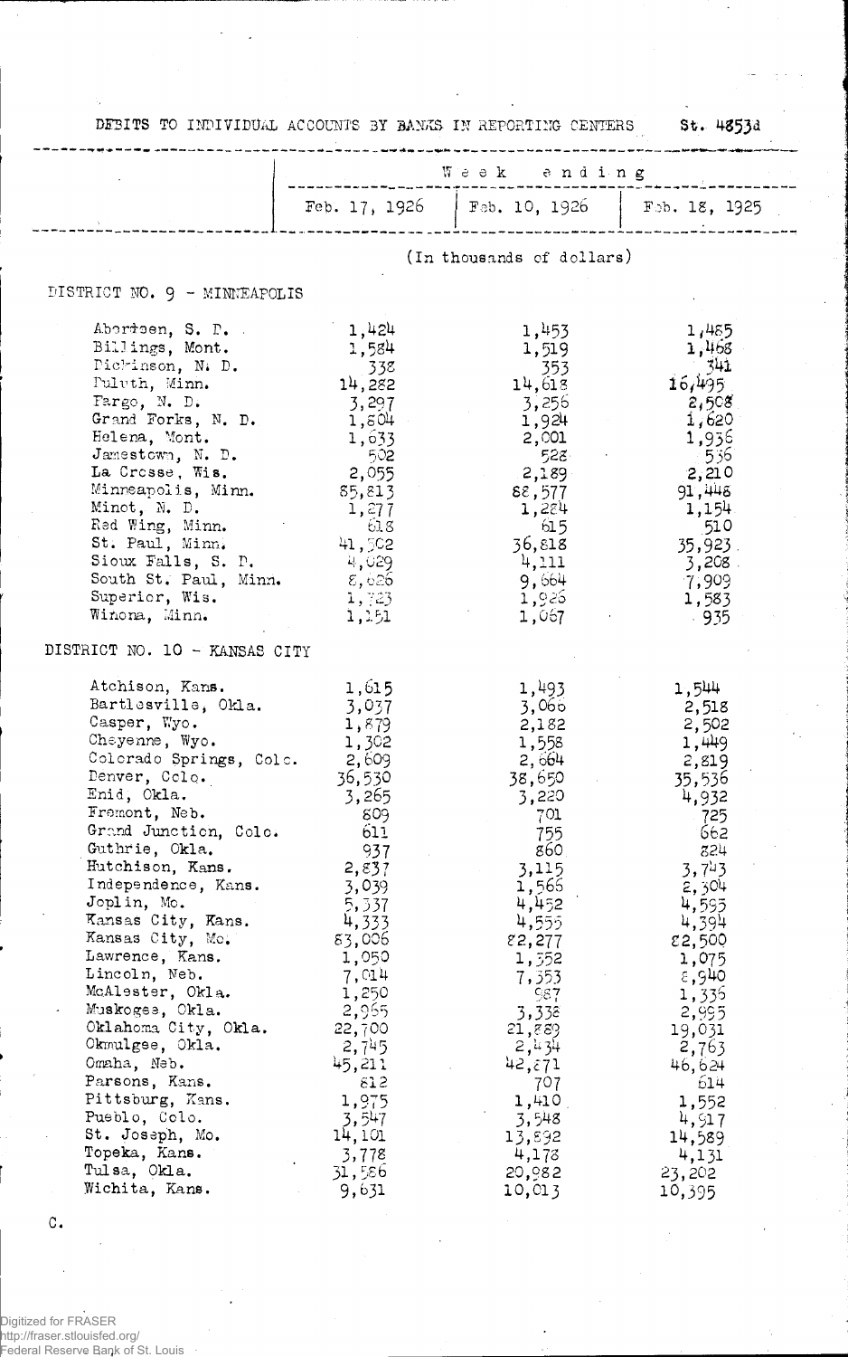DEBITS TO INDIVIDUAL ACCOUNTS BY BANKS IN REPORTING CENTERS St. 4853d

| | Week ending | | |
|---|---|---|---|
| | Feb. 17, 1926 | Feb. 10, 1926 | Feb. 18, 1925 |
| | (In thousands of dollars) | | |
| **DISTRICT NO. 9 - MINNEAPOLIS** | | | |
| Aberdeen, S. D. | 1,424 | 1,453 | 1,485 |
| Billings, Mont. | 1,584 | 1,519 | 1,468 |
| Dickinson, N. D. | 338 | 353 | 341 |
| Duluth, Minn. | 14,282 | 14,618 | 16,495 |
| Fargo, N. D. | 3,297 | 3,256 | 2,508 |
| Grand Forks, N. D. | 1,804 | 1,924 | 1,620 |
| Helena, Mont. | 1,633 | 2,001 | 1,936 |
| Jamestown, N. D. | 502 | 528 | 536 |
| La Crosse, Wis. | 2,055 | 2,189 | 2,210 |
| Minneapolis, Minn. | 85,813 | 88,577 | 91,448 |
| Minot, N. D. | 1,277 | 1,284 | 1,154 |
| Red Wing, Minn. | 618 | 615 | 510 |
| St. Paul, Minn. | 41,302 | 36,818 | 35,923 |
| Sioux Falls, S. D. | 4,029 | 4,111 | 3,208 |
| South St. Paul, Minn. | 8,626 | 9,664 | 7,909 |
| Superior, Wis. | 1,723 | 1,926 | 1,583 |
| Winona, Minn. | 1,151 | 1,067 | 935 |
| **DISTRICT NO. 10 - KANSAS CITY** | | | |
| Atchison, Kans. | 1,615 | 1,493 | 1,544 |
| Bartlesville, Okla. | 3,037 | 3,066 | 2,518 |
| Casper, Wyo. | 1,879 | 2,182 | 2,502 |
| Cheyenne, Wyo. | 1,302 | 1,558 | 1,449 |
| Colorado Springs, Colo. | 2,609 | 2,664 | 2,819 |
| Denver, Colo. | 36,530 | 38,650 | 35,536 |
| Enid, Okla. | 3,265 | 3,220 | 4,932 |
| Fremont, Neb. | 809 | 701 | 725 |
| Grand Junction, Colo. | 611 | 755 | 662 |
| Guthrie, Okla. | 937 | 860 | 824 |
| Hutchison, Kans. | 2,837 | 3,115 | 3,743 |
| Independence, Kans. | 3,039 | 1,565 | 2,304 |
| Joplin, Mo. | 5,337 | 4,452 | 4,595 |
| Kansas City, Kans. | 4,333 | 4,555 | 4,394 |
| Kansas City, Mo. | 83,006 | 82,277 | 82,500 |
| Lawrence, Kans. | 1,050 | 1,352 | 1,075 |
| Lincoln, Neb. | 7,014 | 7,353 | 8,940 |
| McAlester, Okla. | 1,250 | 987 | 1,336 |
| Muskogee, Okla. | 2,965 | 3,338 | 2,995 |
| Oklahoma City, Okla. | 22,700 | 21,889 | 19,031 |
| Okmulgee, Okla. | 2,745 | 2,434 | 2,763 |
| Omaha, Neb. | 45,211 | 42,871 | 46,624 |
| Parsons, Kans. | 812 | 707 | 614 |
| Pittsburg, Kans. | 1,975 | 1,410 | 1,552 |
| Pueblo, Colo. | 3,547 | 3,548 | 4,917 |
| St. Joseph, Mo. | 14,101 | 13,892 | 14,589 |
| Topeka, Kans. | 3,778 | 4,178 | 4,131 |
| Tulsa, Okla. | 31,586 | 20,982 | 23,202 |
| Wichita, Kans. | 9,631 | 10,013 | 10,395 |

C.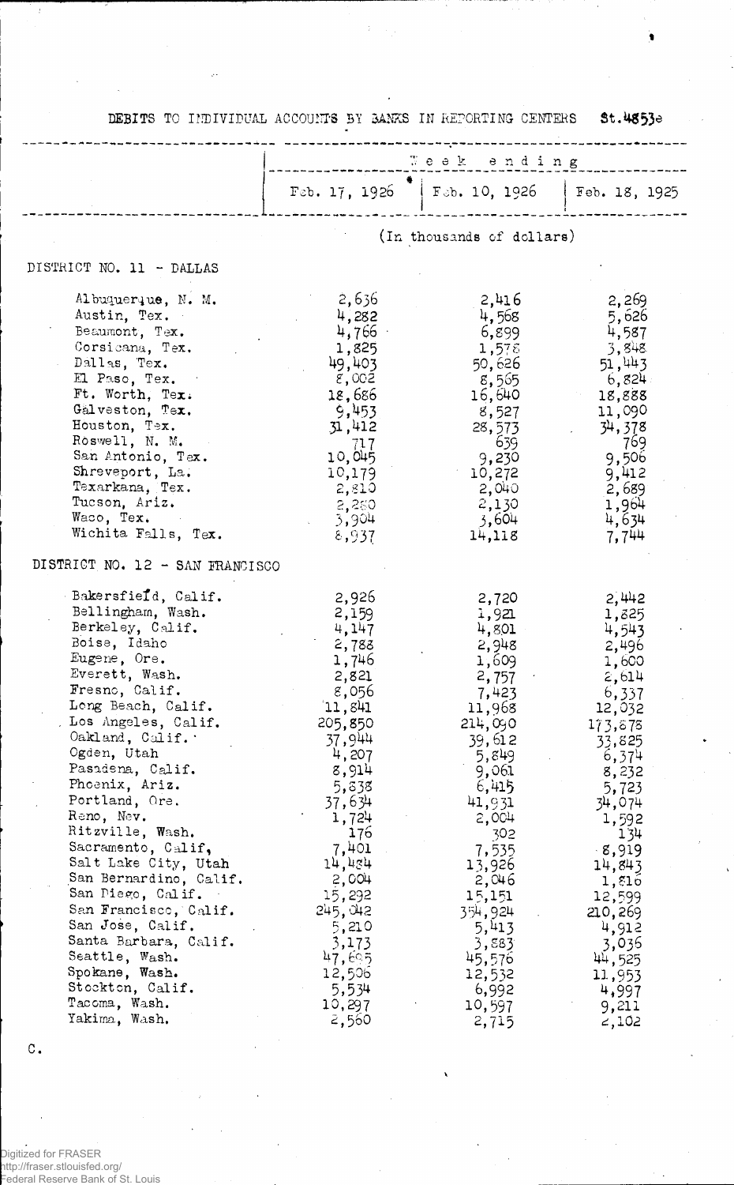DEBITS TO INDIVIDUAL ACCOUNTS BY BANKS IN REPORTING CENTERS St.4853e

| | Week ending | | |
|---|---|---|---|
| | Feb. 17, 1926 | Feb. 10, 1926 | Feb. 18, 1925 |
| | (In thousands of dollars) | | |
| **DISTRICT NO. 11 - DALLAS** | | | |
| Albuquerque, N. M. | 2,636 | 2,416 | 2,269 |
| Austin, Tex. | 4,282 | 4,568 | 5,626 |
| Beaumont, Tex. | 4,766 | 6,899 | 4,587 |
| Corsicana, Tex. | 1,825 | 1,578 | 3,848 |
| Dallas, Tex. | 49,403 | 50,626 | 51,443 |
| El Paso, Tex. | 8,002 | 8,565 | 6,824 |
| Ft. Worth, Tex. | 18,686 | 16,640 | 18,888 |
| Galveston, Tex. | 9,453 | 8,527 | 11,090 |
| Houston, Tex. | 31,412 | 28,573 | 34,378 |
| Roswell, N. M. | 717 | 659 | 769 |
| San Antonio, Tex. | 10,045 | 9,230 | 9,506 |
| Shreveport, La. | 10,179 | 10,272 | 9,412 |
| Texarkana, Tex. | 2,810 | 2,040 | 2,689 |
| Tucson, Ariz. | 2,280 | 2,130 | 1,964 |
| Waco, Tex. | 3,904 | 3,604 | 4,634 |
| Wichita Falls, Tex. | 8,937 | 14,118 | 7,744 |
| **DISTRICT NO. 12 - SAN FRANCISCO** | | | |
| Bakersfield, Calif. | 2,926 | 2,720 | 2,442 |
| Bellingham, Wash. | 2,159 | 1,921 | 1,825 |
| Berkeley, Calif. | 4,147 | 4,801 | 4,543 |
| Boise, Idaho | 2,788 | 2,948 | 2,496 |
| Eugene, Ore. | 1,746 | 1,609 | 1,600 |
| Everett, Wash. | 2,821 | 2,757 | 2,614 |
| Fresno, Calif. | 8,056 | 7,423 | 6,337 |
| Long Beach, Calif. | 11,841 | 11,968 | 12,032 |
| Los Angeles, Calif. | 205,850 | 214,090 | 173,878 |
| Oakland, Calif. | 37,944 | 39,612 | 33,825 |
| Ogden, Utah | 4,207 | 5,849 | 6,374 |
| Pasadena, Calif. | 8,914 | 9,061 | 8,232 |
| Phoenix, Ariz. | 5,838 | 6,415 | 5,723 |
| Portland, Ore. | 37,634 | 41,931 | 34,074 |
| Reno, Nev. | 1,724 | 2,004 | 1,592 |
| Ritzville, Wash. | 176 | 302 | 134 |
| Sacramento, Calif. | 7,401 | 7,535 | 8,919 |
| Salt Lake City, Utah | 14,484 | 13,926 | 14,843 |
| San Bernardino, Calif. | 2,004 | 2,046 | 1,816 |
| San Diego, Calif. | 15,292 | 15,151 | 12,599 |
| San Francisco, Calif. | 245,042 | 354,924 | 210,269 |
| San Jose, Calif. | 5,210 | 5,413 | 4,912 |
| Santa Barbara, Calif. | 3,173 | 3,883 | 3,036 |
| Seattle, Wash. | 47,695 | 45,576 | 44,525 |
| Spokane, Wash. | 12,506 | 12,532 | 11,953 |
| Stockton, Calif. | 5,534 | 6,992 | 4,997 |
| Tacoma, Wash. | 10,297 | 10,597 | 9,211 |
| Yakima, Wash. | 2,560 | 2,715 | 2,102 |

C.